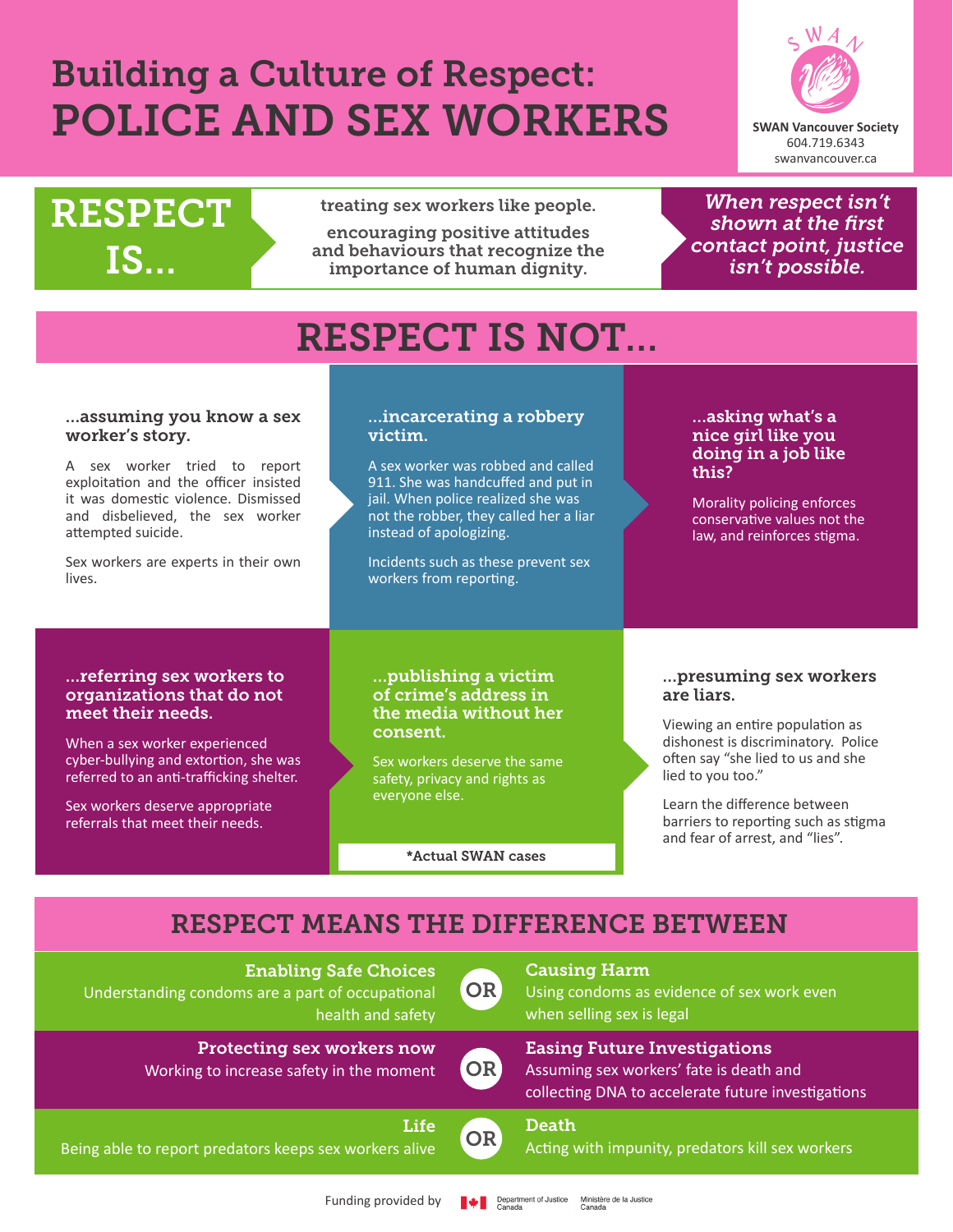# Building a Culture of Respect: POLICE AND SEX WORKERS

**SWAN Vancouver Society**
604.719.6343
swanvancouver.ca

## RESPECT IS...

treating sex workers like people.

encouraging positive attitudes and behaviours that recognize the importance of human dignity.

*When respect isn't shown at the first contact point, justice isn't possible.*

## RESPECT IS NOT...

### ...assuming you know a sex worker's story.

A sex worker tried to report exploitation and the officer insisted it was domestic violence. Dismissed and disbelieved, the sex worker attempted suicide.

Sex workers are experts in their own lives.

### ...incarcerating a robbery victim.

A sex worker was robbed and called 911. She was handcuffed and put in jail. When police realized she was not the robber, they called her a liar instead of apologizing.

Incidents such as these prevent sex workers from reporting.

### ...asking what's a nice girl like you doing in a job like this?

Morality policing enforces conservative values not the law, and reinforces stigma.

### ...referring sex workers to organizations that do not meet their needs.

When a sex worker experienced cyber-bullying and extortion, she was referred to an anti-trafficking shelter.

Sex workers deserve appropriate referrals that meet their needs.

### ...publishing a victim of crime's address in the media without her consent.

Sex workers deserve the same safety, privacy and rights as everyone else.

**\*Actual SWAN cases**

### ...presuming sex workers are liars.

Viewing an entire population as dishonest is discriminatory. Police often say "she lied to us and she lied to you too."

Learn the difference between barriers to reporting such as stigma and fear of arrest, and "lies".

## RESPECT MEANS THE DIFFERENCE BETWEEN

**Enabling Safe Choices**
Understanding condoms are a part of occupational health and safety

OR

**Causing Harm**
Using condoms as evidence of sex work even when selling sex is legal

**Protecting sex workers now**
Working to increase safety in the moment

OR

**Easing Future Investigations**
Assuming sex workers' fate is death and collecting DNA to accelerate future investigations

**Life**
Being able to report predators keeps sex workers alive

OR

**Death**
Acting with impunity, predators kill sex workers

Funding provided by Department of Justice Canada / Ministère de la Justice Canada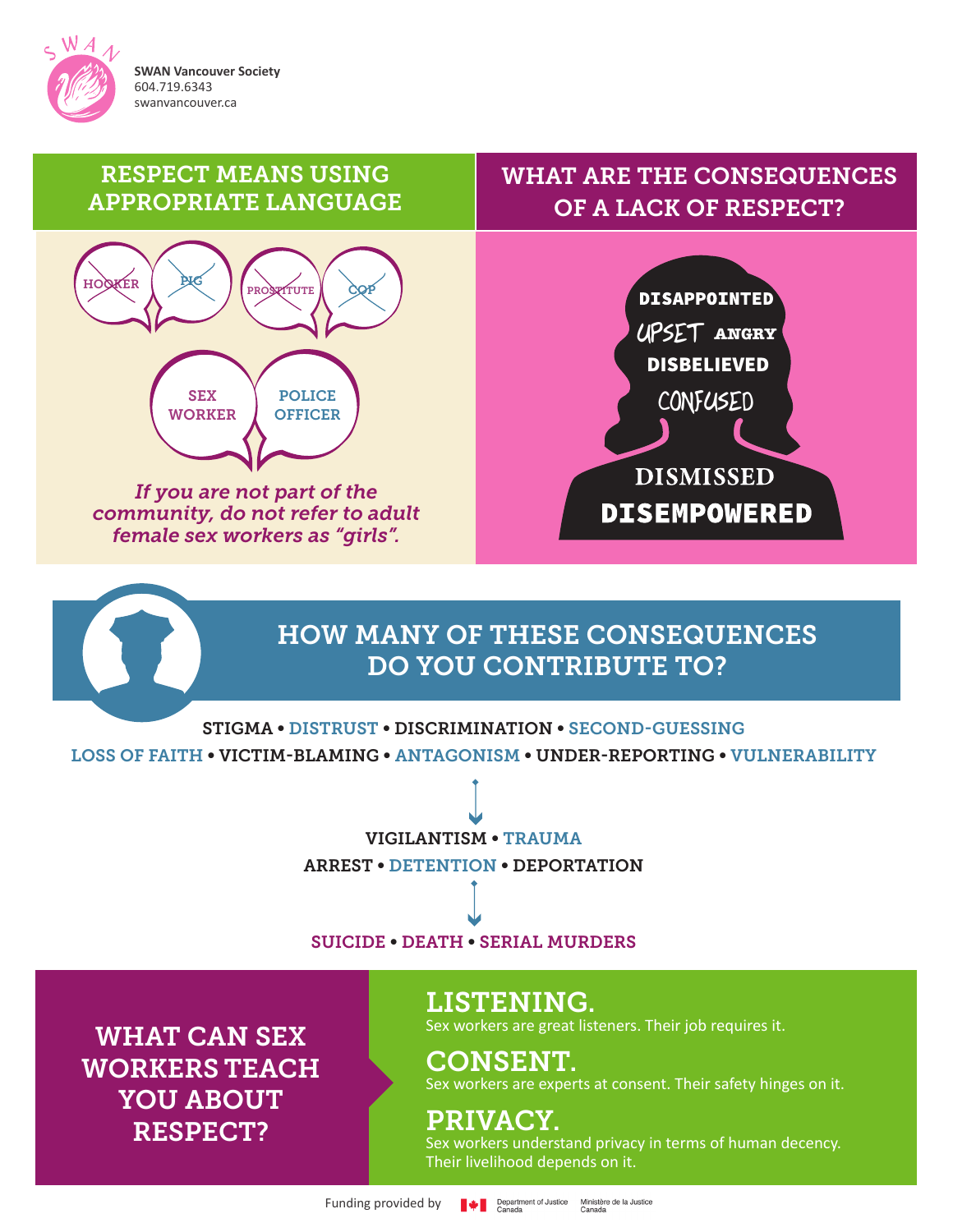**SWAN Vancouver Society**
604.719.6343
swanvancouver.ca

## RESPECT MEANS USING APPROPRIATE LANGUAGE

~~HOOKER~~ ~~PIG~~ ~~PROSTITUTE~~ ~~COP~~

SEX WORKER

POLICE OFFICER

*If you are not part of the community, do not refer to adult female sex workers as "girls".*

## WHAT ARE THE CONSEQUENCES OF A LACK OF RESPECT?

DISAPPOINTED
UPSET ANGRY
DISBELIEVED
CONFUSED
DISMISSED
DISEMPOWERED

## HOW MANY OF THESE CONSEQUENCES DO YOU CONTRIBUTE TO?

STIGMA • DISTRUST • DISCRIMINATION • SECOND-GUESSING
LOSS OF FAITH • VICTIM-BLAMING • ANTAGONISM • UNDER-REPORTING • VULNERABILITY

↓

VIGILANTISM • TRAUMA
ARREST • DETENTION • DEPORTATION

↓

SUICIDE • DEATH • SERIAL MURDERS

## WHAT CAN SEX WORKERS TEACH YOU ABOUT RESPECT?

### LISTENING.
Sex workers are great listeners. Their job requires it.

### CONSENT.
Sex workers are experts at consent. Their safety hinges on it.

### PRIVACY.
Sex workers understand privacy in terms of human decency. Their livelihood depends on it.

Funding provided by Department of Justice Canada / Ministère de la Justice Canada